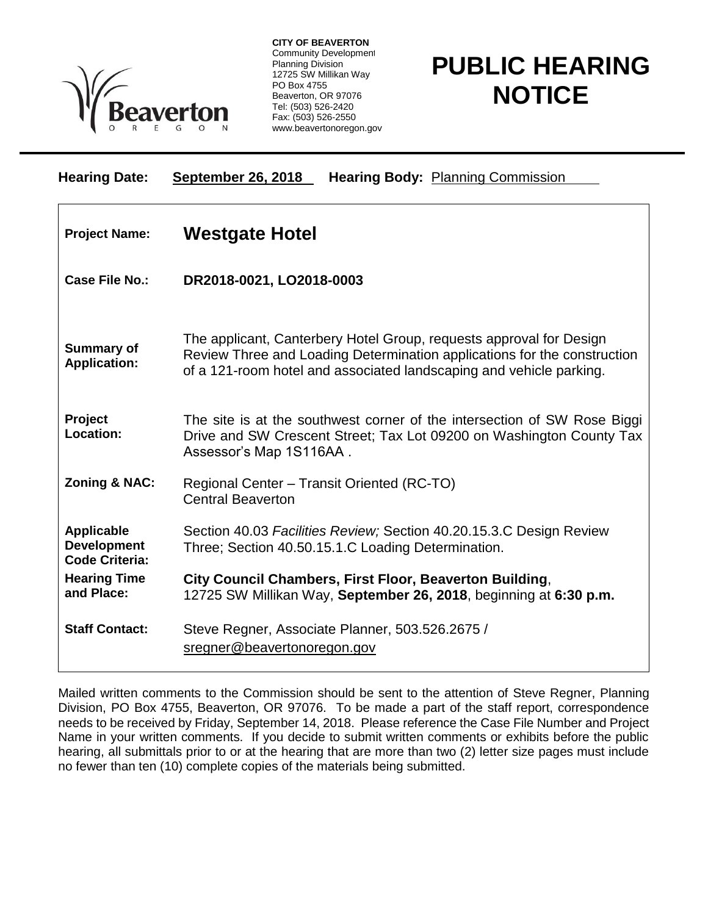**CITY OF BEAVERTON**
Community Development
Planning Division
12725 SW Millikan Way
PO Box 4755
Beaverton, OR 97076
Tel: (503) 526-2420
Fax: (503) 526-2550
www.beavertonoregon.gov

# PUBLIC HEARING NOTICE

**Hearing Date:** **September 26, 2018** **Hearing Body:** Planning Commission

| | |
|---|---|
| **Project Name:** | **Westgate Hotel** |
| **Case File No.:** | **DR2018-0021, LO2018-0003** |
| **Summary of Application:** | The applicant, Canterbery Hotel Group, requests approval for Design Review Three and Loading Determination applications for the construction of a 121-room hotel and associated landscaping and vehicle parking. |
| **Project Location:** | The site is at the southwest corner of the intersection of SW Rose Biggi Drive and SW Crescent Street; Tax Lot 09200 on Washington County Tax Assessor's Map 1S116AA . |
| **Zoning & NAC:** | Regional Center – Transit Oriented (RC-TO)<br>Central Beaverton |
| **Applicable Development Code Criteria:** | Section 40.03 *Facilities Review;* Section 40.20.15.3.C Design Review Three; Section 40.50.15.1.C Loading Determination. |
| **Hearing Time and Place:** | **City Council Chambers, First Floor, Beaverton Building**, 12725 SW Millikan Way, **September 26, 2018**, beginning at **6:30 p.m.** |
| **Staff Contact:** | Steve Regner, Associate Planner, 503.526.2675 / sregner@beavertonoregon.gov |

Mailed written comments to the Commission should be sent to the attention of Steve Regner, Planning Division, PO Box 4755, Beaverton, OR 97076. To be made a part of the staff report, correspondence needs to be received by Friday, September 14, 2018. Please reference the Case File Number and Project Name in your written comments. If you decide to submit written comments or exhibits before the public hearing, all submittals prior to or at the hearing that are more than two (2) letter size pages must include no fewer than ten (10) complete copies of the materials being submitted.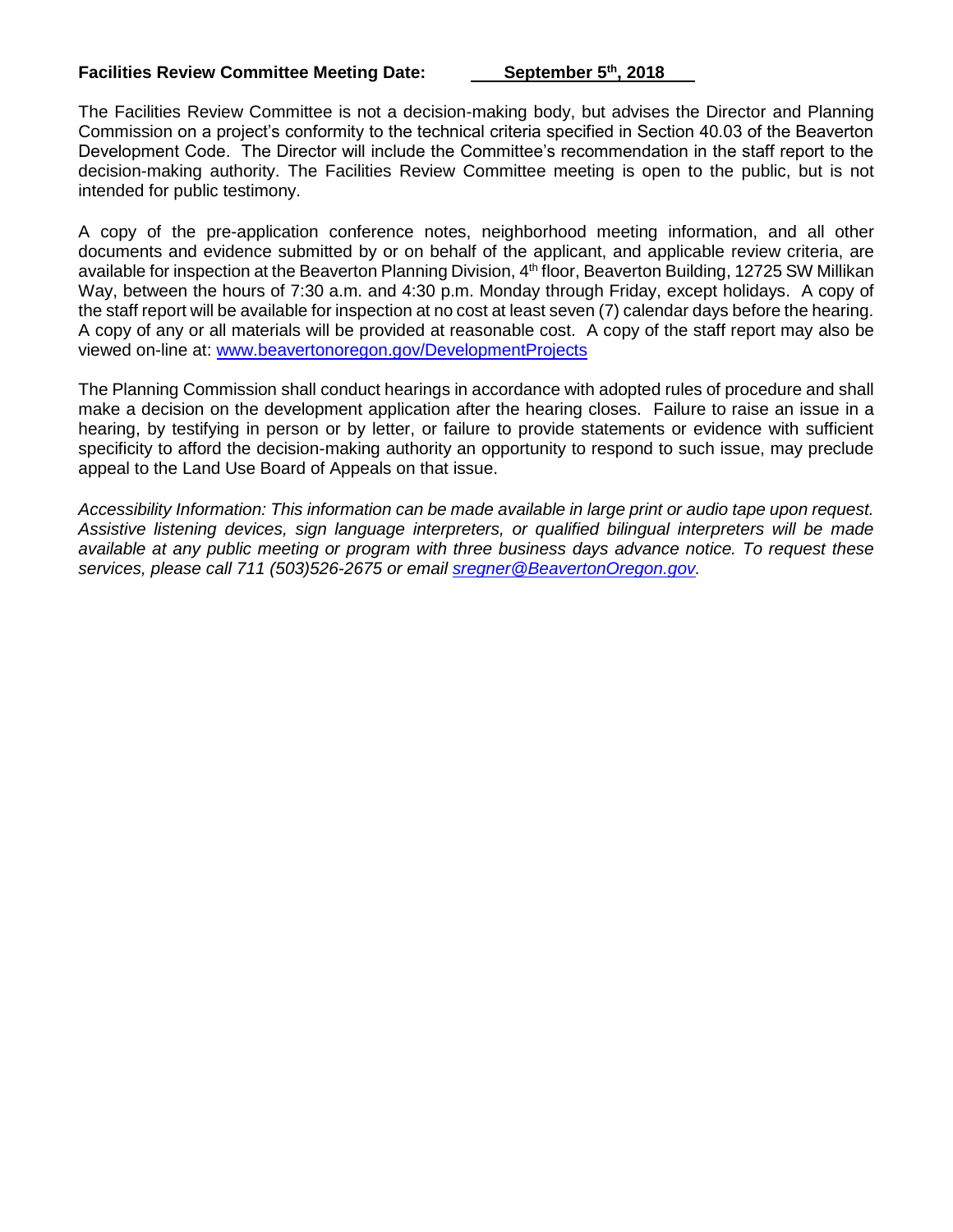**Facilities Review Committee Meeting Date:** **September 5th, 2018**

The Facilities Review Committee is not a decision-making body, but advises the Director and Planning Commission on a project's conformity to the technical criteria specified in Section 40.03 of the Beaverton Development Code. The Director will include the Committee's recommendation in the staff report to the decision-making authority. The Facilities Review Committee meeting is open to the public, but is not intended for public testimony.

A copy of the pre-application conference notes, neighborhood meeting information, and all other documents and evidence submitted by or on behalf of the applicant, and applicable review criteria, are available for inspection at the Beaverton Planning Division, 4th floor, Beaverton Building, 12725 SW Millikan Way, between the hours of 7:30 a.m. and 4:30 p.m. Monday through Friday, except holidays. A copy of the staff report will be available for inspection at no cost at least seven (7) calendar days before the hearing. A copy of any or all materials will be provided at reasonable cost. A copy of the staff report may also be viewed on-line at: [www.beavertonoregon.gov/DevelopmentProjects](http://www.beavertonoregon.gov/DevelopmentProjects)

The Planning Commission shall conduct hearings in accordance with adopted rules of procedure and shall make a decision on the development application after the hearing closes. Failure to raise an issue in a hearing, by testifying in person or by letter, or failure to provide statements or evidence with sufficient specificity to afford the decision-making authority an opportunity to respond to such issue, may preclude appeal to the Land Use Board of Appeals on that issue.

*Accessibility Information: This information can be made available in large print or audio tape upon request. Assistive listening devices, sign language interpreters, or qualified bilingual interpreters will be made available at any public meeting or program with three business days advance notice. To request these services, please call 711 (503)526-2675 or email [sregner@BeavertonOregon.gov](mailto:sregner@BeavertonOregon.gov).*